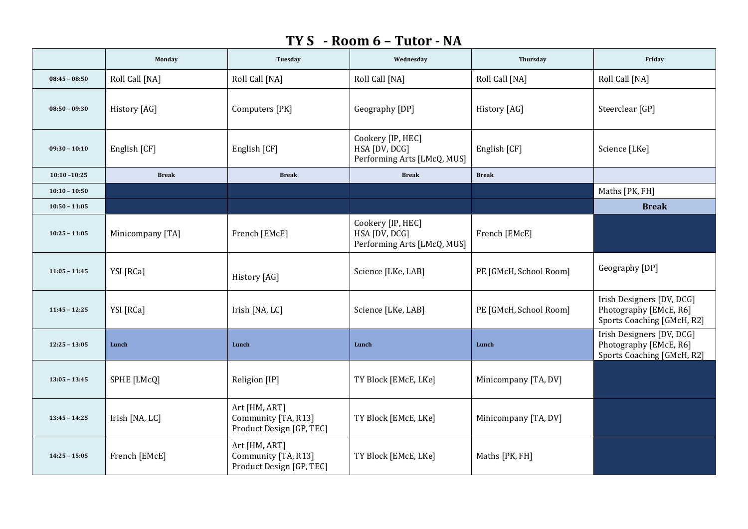# TY S - Room 6 – Tutor - NA

| | Monday | Tuesday | Wednesday | Thursday | Friday |
|---|---|---|---|---|---|
| 08:45 – 08:50 | Roll Call [NA] | Roll Call [NA] | Roll Call [NA] | Roll Call [NA] | Roll Call [NA] |
| 08:50 – 09:30 | History [AG] | Computers [PK] | Geography [DP] | History [AG] | Steerclear [GP] |
| 09:30 – 10:10 | English [CF] | English [CF] | Cookery [IP, HEC]<br>HSA [DV, DCG]<br>Performing Arts [LMcQ, MUS] | English [CF] | Science [LKe] |
| 10:10 –10:25 | Break | Break | Break | Break | |
| 10:10 – 10:50 | | | | | Maths [PK, FH] |
| 10:50 – 11:05 | | | | | Break |
| 10:25 – 11:05 | Minicompany [TA] | French [EMcE] | Cookery [IP, HEC]<br>HSA [DV, DCG]<br>Performing Arts [LMcQ, MUS] | French [EMcE] | |
| 11:05 – 11:45 | YSI [RCa] | History [AG] | Science [LKe, LAB] | PE [GMcH, School Room] | Geography [DP] |
| 11:45 – 12:25 | YSI [RCa] | Irish [NA, LC] | Science [LKe, LAB] | PE [GMcH, School Room] | Irish Designers [DV, DCG]<br>Photography [EMcE, R6]<br>Sports Coaching [GMcH, R2] |
| 12:25 – 13:05 | Lunch | Lunch | Lunch | Lunch | Irish Designers [DV, DCG]<br>Photography [EMcE, R6]<br>Sports Coaching [GMcH, R2] |
| 13:05 – 13:45 | SPHE [LMcQ] | Religion [IP] | TY Block [EMcE, LKe] | Minicompany [TA, DV] | |
| 13:45 – 14:25 | Irish [NA, LC] | Art [HM, ART]<br>Community [TA, R13]<br>Product Design [GP, TEC] | TY Block [EMcE, LKe] | Minicompany [TA, DV] | |
| 14:25 – 15:05 | French [EMcE] | Art [HM, ART]<br>Community [TA, R13]<br>Product Design [GP, TEC] | TY Block [EMcE, LKe] | Maths [PK, FH] | |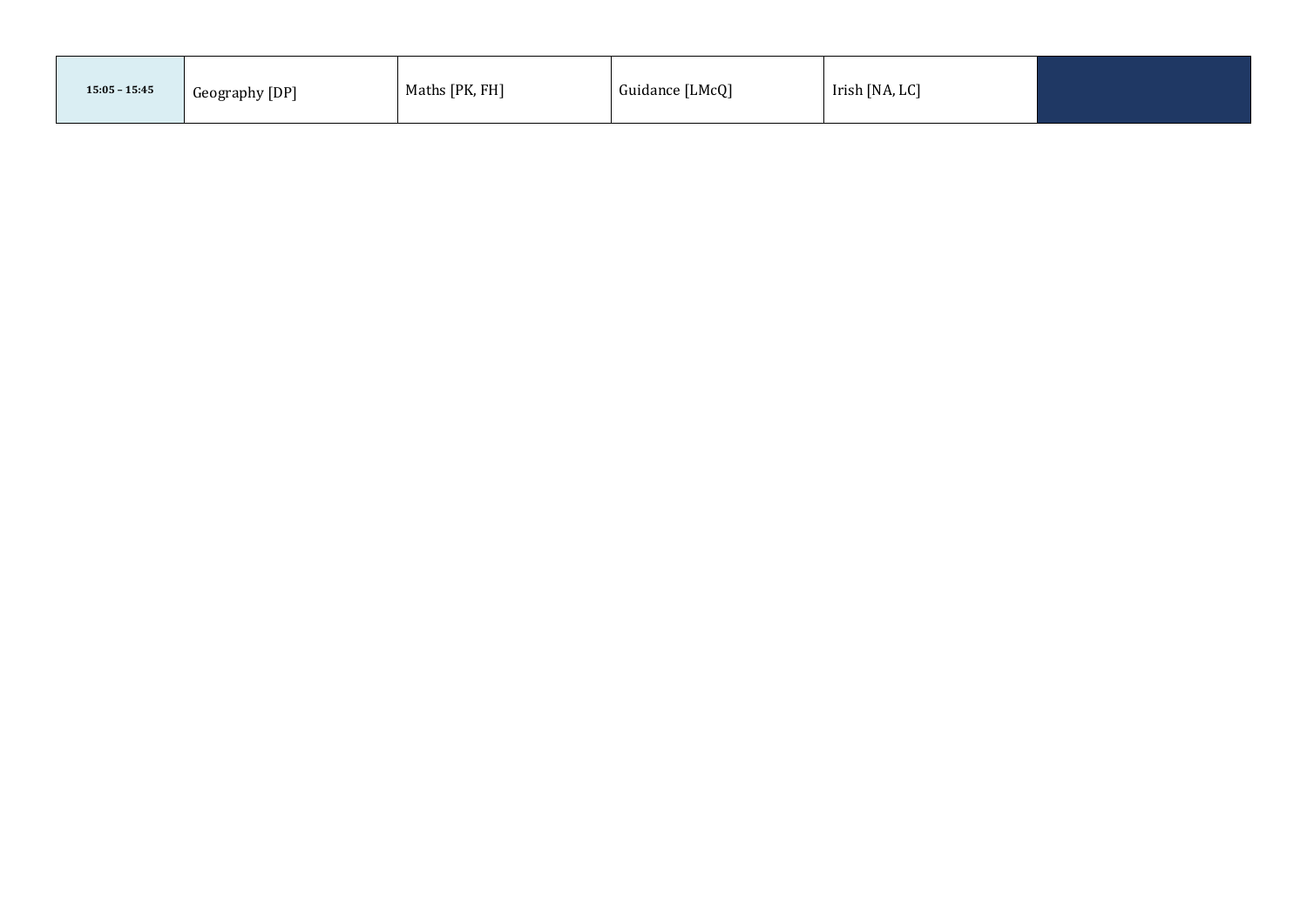| | | | | | |
|---|---|---|---|---|---|
| **15:05 – 15:45** | Geography [DP] | Maths [PK, FH] | Guidance [LMcQ] | Irish [NA, LC] | |